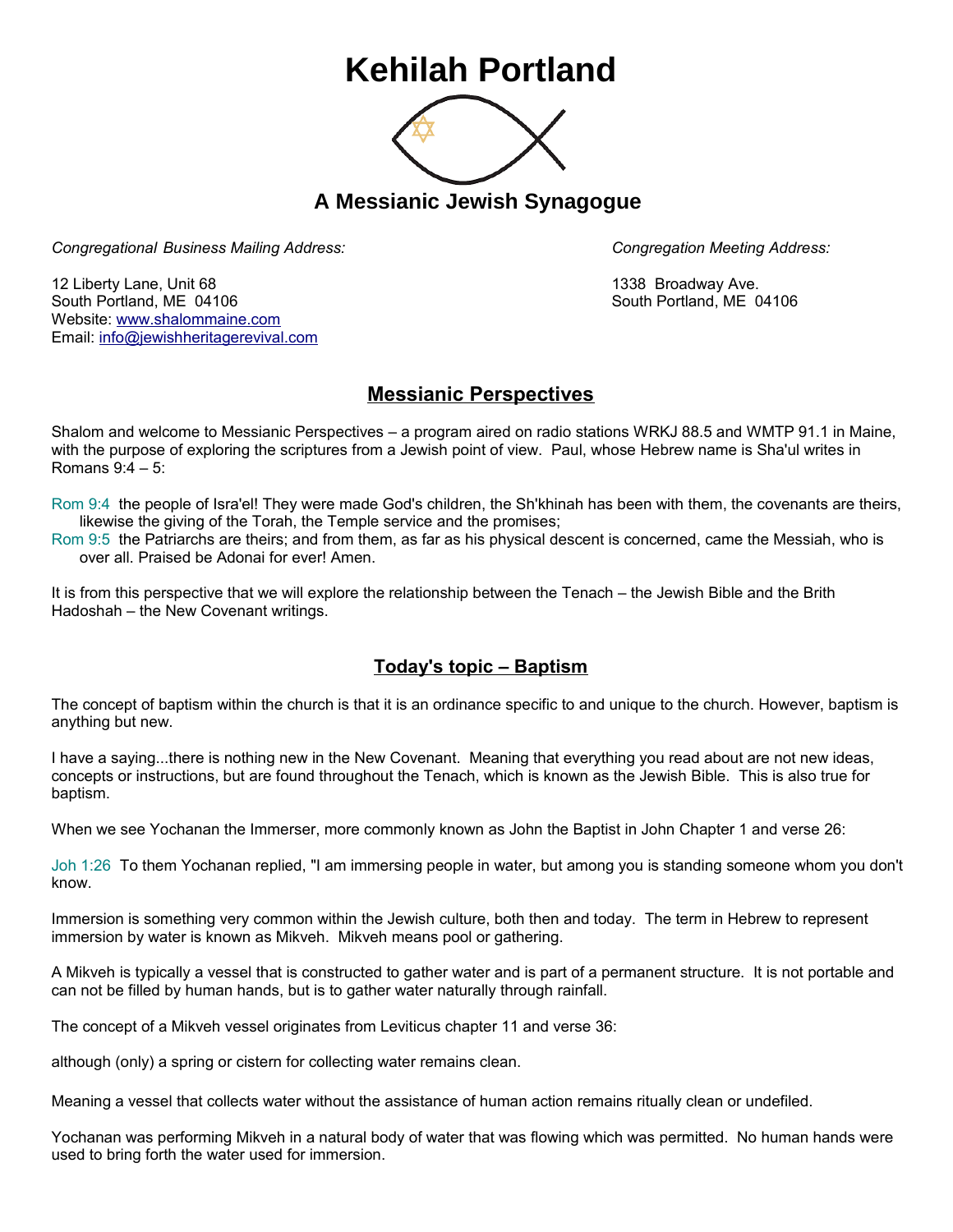# Kehilah Portland

## A Messianic Jewish Synagogue

*Congregational Business Mailing Address:*

12 Liberty Lane, Unit 68
South Portland, ME 04106
Website: www.shalommaine.com
Email: info@jewishheritagerevival.com

*Congregation Meeting Address:*

1338 Broadway Ave.
South Portland, ME 04106

## Messianic Perspectives

Shalom and welcome to Messianic Perspectives – a program aired on radio stations WRKJ 88.5 and WMTP 91.1 in Maine, with the purpose of exploring the scriptures from a Jewish point of view. Paul, whose Hebrew name is Sha'ul writes in Romans 9:4 – 5:

Rom 9:4 the people of Isra'el! They were made God's children, the Sh'khinah has been with them, the covenants are theirs, likewise the giving of the Torah, the Temple service and the promises;

Rom 9:5 the Patriarchs are theirs; and from them, as far as his physical descent is concerned, came the Messiah, who is over all. Praised be Adonai for ever! Amen.

It is from this perspective that we will explore the relationship between the Tenach – the Jewish Bible and the Brith Hadoshah – the New Covenant writings.

## Today's topic – Baptism

The concept of baptism within the church is that it is an ordinance specific to and unique to the church. However, baptism is anything but new.

I have a saying...there is nothing new in the New Covenant. Meaning that everything you read about are not new ideas, concepts or instructions, but are found throughout the Tenach, which is known as the Jewish Bible. This is also true for baptism.

When we see Yochanan the Immerser, more commonly known as John the Baptist in John Chapter 1 and verse 26:

Joh 1:26 To them Yochanan replied, "I am immersing people in water, but among you is standing someone whom you don't know.

Immersion is something very common within the Jewish culture, both then and today. The term in Hebrew to represent immersion by water is known as Mikveh. Mikveh means pool or gathering.

A Mikveh is typically a vessel that is constructed to gather water and is part of a permanent structure. It is not portable and can not be filled by human hands, but is to gather water naturally through rainfall.

The concept of a Mikveh vessel originates from Leviticus chapter 11 and verse 36:

although (only) a spring or cistern for collecting water remains clean.

Meaning a vessel that collects water without the assistance of human action remains ritually clean or undefiled.

Yochanan was performing Mikveh in a natural body of water that was flowing which was permitted. No human hands were used to bring forth the water used for immersion.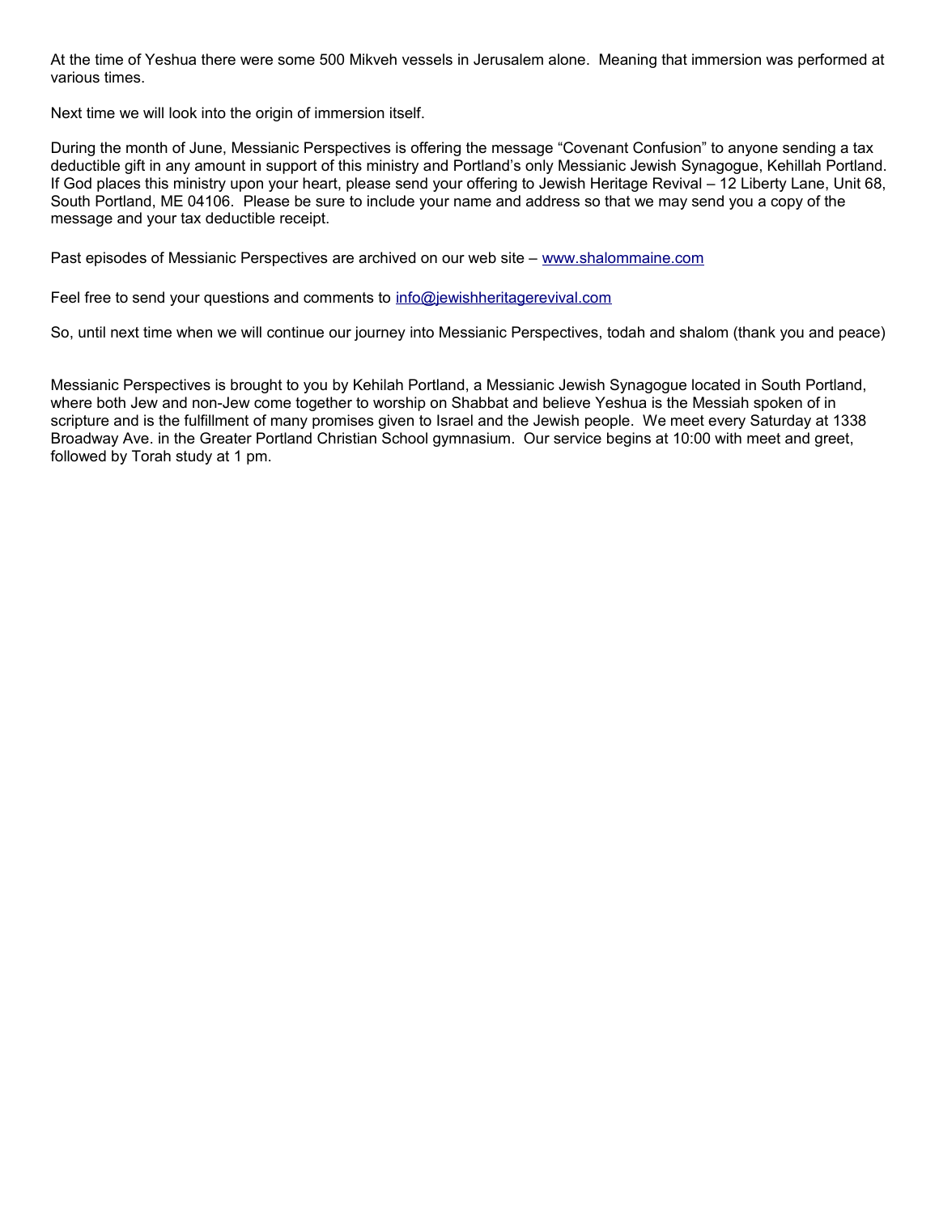At the time of Yeshua there were some 500 Mikveh vessels in Jerusalem alone.  Meaning that immersion was performed at various times.

Next time we will look into the origin of immersion itself.

During the month of June, Messianic Perspectives is offering the message "Covenant Confusion" to anyone sending a tax deductible gift in any amount in support of this ministry and Portland's only Messianic Jewish Synagogue, Kehillah Portland. If God places this ministry upon your heart, please send your offering to Jewish Heritage Revival – 12 Liberty Lane, Unit 68, South Portland, ME 04106.  Please be sure to include your name and address so that we may send you a copy of the message and your tax deductible receipt.

Past episodes of Messianic Perspectives are archived on our web site – [www.shalommaine.com](http://www.shalommaine.com)

Feel free to send your questions and comments to [info@jewishheritagerevival.com](mailto:info@jewishheritagerevival.com)

So, until next time when we will continue our journey into Messianic Perspectives, todah and shalom (thank you and peace)

Messianic Perspectives is brought to you by Kehilah Portland, a Messianic Jewish Synagogue located in South Portland, where both Jew and non-Jew come together to worship on Shabbat and believe Yeshua is the Messiah spoken of in scripture and is the fulfillment of many promises given to Israel and the Jewish people.  We meet every Saturday at 1338 Broadway Ave. in the Greater Portland Christian School gymnasium.  Our service begins at 10:00 with meet and greet, followed by Torah study at 1 pm.